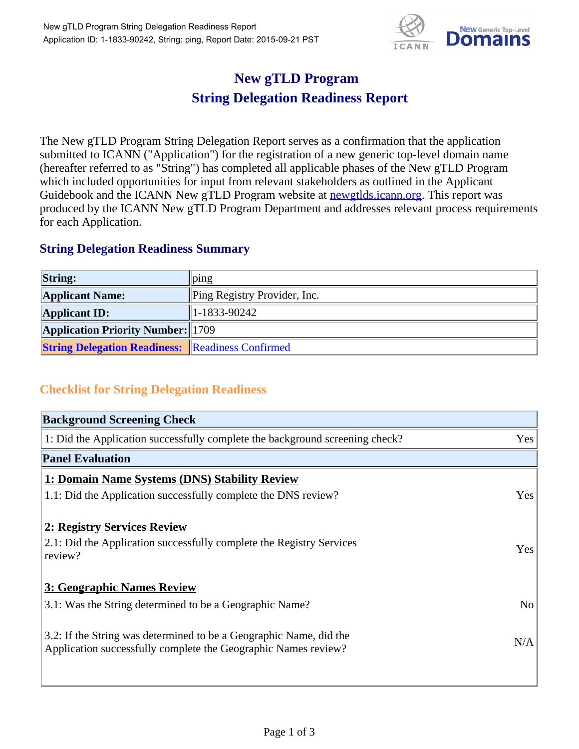# New gTLD Program
# String Delegation Readiness Report

The New gTLD Program String Delegation Report serves as a confirmation that the application submitted to ICANN ("Application") for the registration of a new generic top-level domain name (hereafter referred to as "String") has completed all applicable phases of the New gTLD Program which included opportunities for input from relevant stakeholders as outlined in the Applicant Guidebook and the ICANN New gTLD Program website at [newgtlds.icann.org](newgtlds.icann.org). This report was produced by the ICANN New gTLD Program Department and addresses relevant process requirements for each Application.

## String Delegation Readiness Summary

| | |
|---|---|
| **String:** | ping |
| **Applicant Name:** | Ping Registry Provider, Inc. |
| **Applicant ID:** | 1-1833-90242 |
| **Application Priority Number:** | 1709 |
| **String Delegation Readiness:** | Readiness Confirmed |

## Checklist for String Delegation Readiness

| **Background Screening Check** | |
|---|---|
| 1: Did the Application successfully complete the background screening check? | Yes |
| **Panel Evaluation** | |
| **1: Domain Name Systems (DNS) Stability Review** | |
| 1.1: Did the Application successfully complete the DNS review? | Yes |
| **2: Registry Services Review** | |
| 2.1: Did the Application successfully complete the Registry Services review? | Yes |
| **3: Geographic Names Review** | |
| 3.1: Was the String determined to be a Geographic Name? | No |
| 3.2: If the String was determined to be a Geographic Name, did the Application successfully complete the Geographic Names review? | N/A |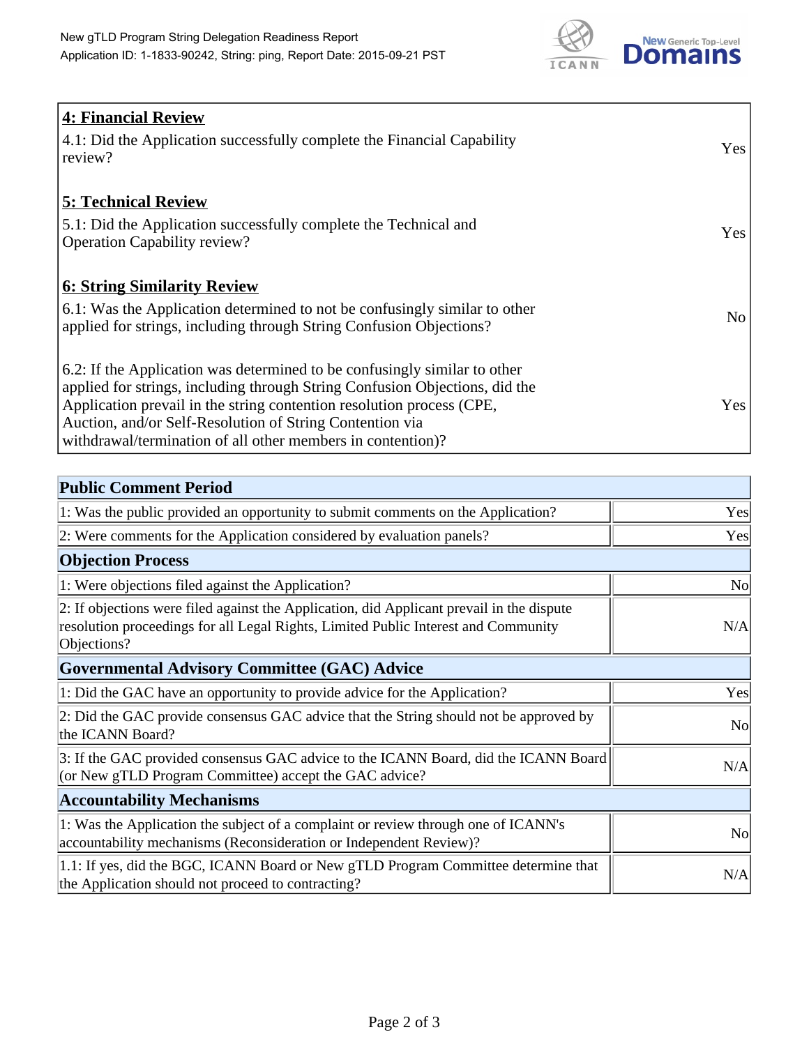## 4: Financial Review

| | |
|---|---|
| 4.1: Did the Application successfully complete the Financial Capability review? | Yes |

## 5: Technical Review

| | |
|---|---|
| 5.1: Did the Application successfully complete the Technical and Operation Capability review? | Yes |

## 6: String Similarity Review

| | |
|---|---|
| 6.1: Was the Application determined to not be confusingly similar to other applied for strings, including through String Confusion Objections? | No |
| 6.2: If the Application was determined to be confusingly similar to other applied for strings, including through String Confusion Objections, did the Application prevail in the string contention resolution process (CPE, Auction, and/or Self-Resolution of String Contention via withdrawal/termination of all other members in contention)? | Yes |

| Public Comment Period | |
|---|---|
| 1: Was the public provided an opportunity to submit comments on the Application? | Yes |
| 2: Were comments for the Application considered by evaluation panels? | Yes |
| **Objection Process** | |
| 1: Were objections filed against the Application? | No |
| 2: If objections were filed against the Application, did Applicant prevail in the dispute resolution proceedings for all Legal Rights, Limited Public Interest and Community Objections? | N/A |
| **Governmental Advisory Committee (GAC) Advice** | |
| 1: Did the GAC have an opportunity to provide advice for the Application? | Yes |
| 2: Did the GAC provide consensus GAC advice that the String should not be approved by the ICANN Board? | No |
| 3: If the GAC provided consensus GAC advice to the ICANN Board, did the ICANN Board (or New gTLD Program Committee) accept the GAC advice? | N/A |
| **Accountability Mechanisms** | |
| 1: Was the Application the subject of a complaint or review through one of ICANN's accountability mechanisms (Reconsideration or Independent Review)? | No |
| 1.1: If yes, did the BGC, ICANN Board or New gTLD Program Committee determine that the Application should not proceed to contracting? | N/A |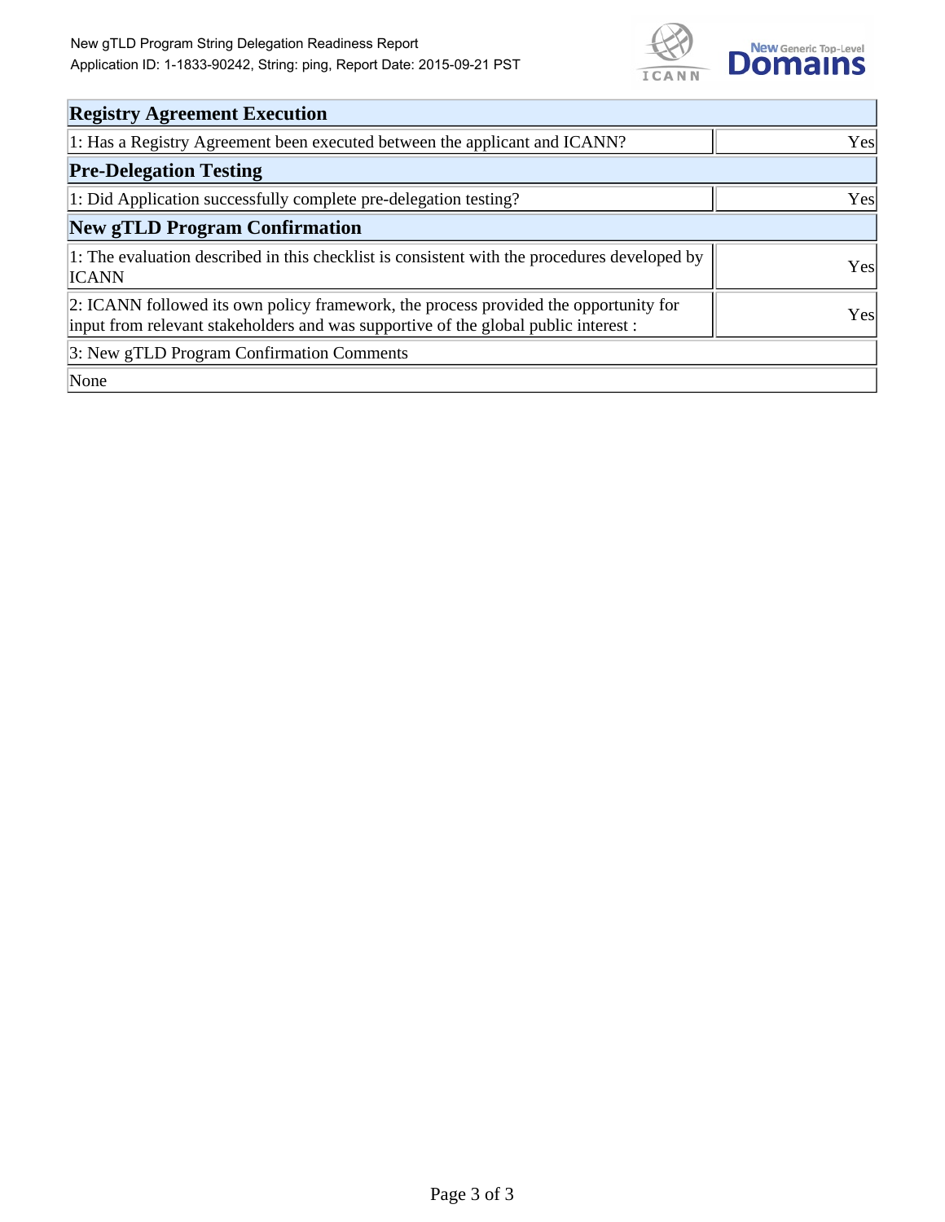## Registry Agreement Execution

| | |
|---|---|
| 1: Has a Registry Agreement been executed between the applicant and ICANN? | Yes |

## Pre-Delegation Testing

| | |
|---|---|
| 1: Did Application successfully complete pre-delegation testing? | Yes |

## New gTLD Program Confirmation

| | |
|---|---|
| 1: The evaluation described in this checklist is consistent with the procedures developed by ICANN | Yes |
| 2: ICANN followed its own policy framework, the process provided the opportunity for input from relevant stakeholders and was supportive of the global public interest : | Yes |
| 3: New gTLD Program Confirmation Comments | |
| None | |